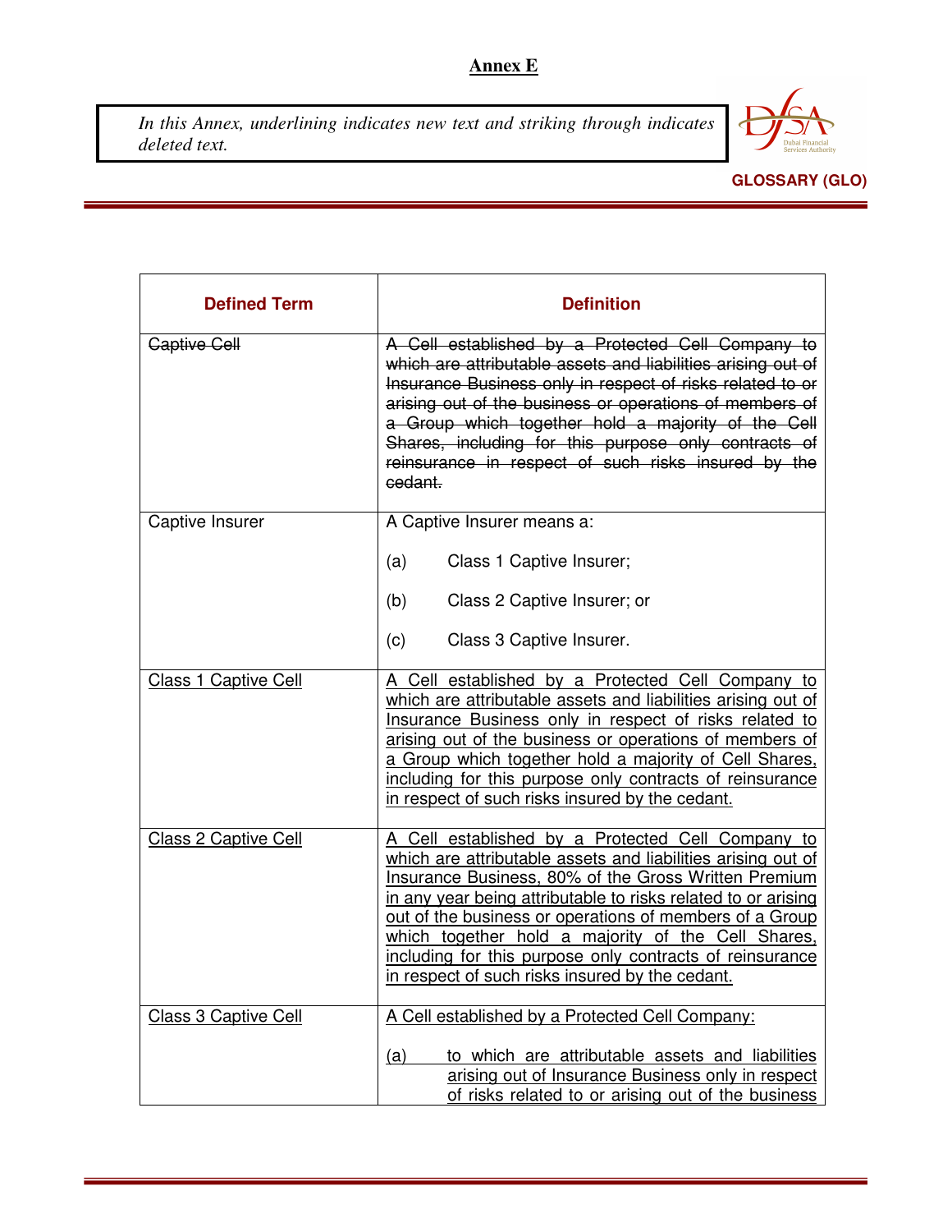**Annex E**

> *In this Annex, underlining indicates new text and striking through indicates deleted text.*

**GLOSSARY (GLO)**

| Defined Term | Definition |
|---|---|
| ~~Captive Cell~~ | ~~A Cell established by a Protected Cell Company to which are attributable assets and liabilities arising out of Insurance Business only in respect of risks related to or arising out of the business or operations of members of a Group which together hold a majority of the Cell Shares, including for this purpose only contracts of reinsurance in respect of such risks insured by the cedant.~~ |
| Captive Insurer | A Captive Insurer means a:<br><br>(a) Class 1 Captive Insurer;<br><br>(b) Class 2 Captive Insurer; or<br><br>(c) Class 3 Captive Insurer. |
| <u>Class 1 Captive Cell</u> | <u>A Cell established by a Protected Cell Company to which are attributable assets and liabilities arising out of Insurance Business only in respect of risks related to arising out of the business or operations of members of a Group which together hold a majority of Cell Shares, including for this purpose only contracts of reinsurance in respect of such risks insured by the cedant.</u> |
| <u>Class 2 Captive Cell</u> | <u>A Cell established by a Protected Cell Company to which are attributable assets and liabilities arising out of Insurance Business, 80% of the Gross Written Premium in any year being attributable to risks related to or arising out of the business or operations of members of a Group which together hold a majority of the Cell Shares, including for this purpose only contracts of reinsurance in respect of such risks insured by the cedant.</u> |
| <u>Class 3 Captive Cell</u> | <u>A Cell established by a Protected Cell Company:</u><br><br><u>(a) to which are attributable assets and liabilities arising out of Insurance Business only in respect of risks related to or arising out of the business</u> |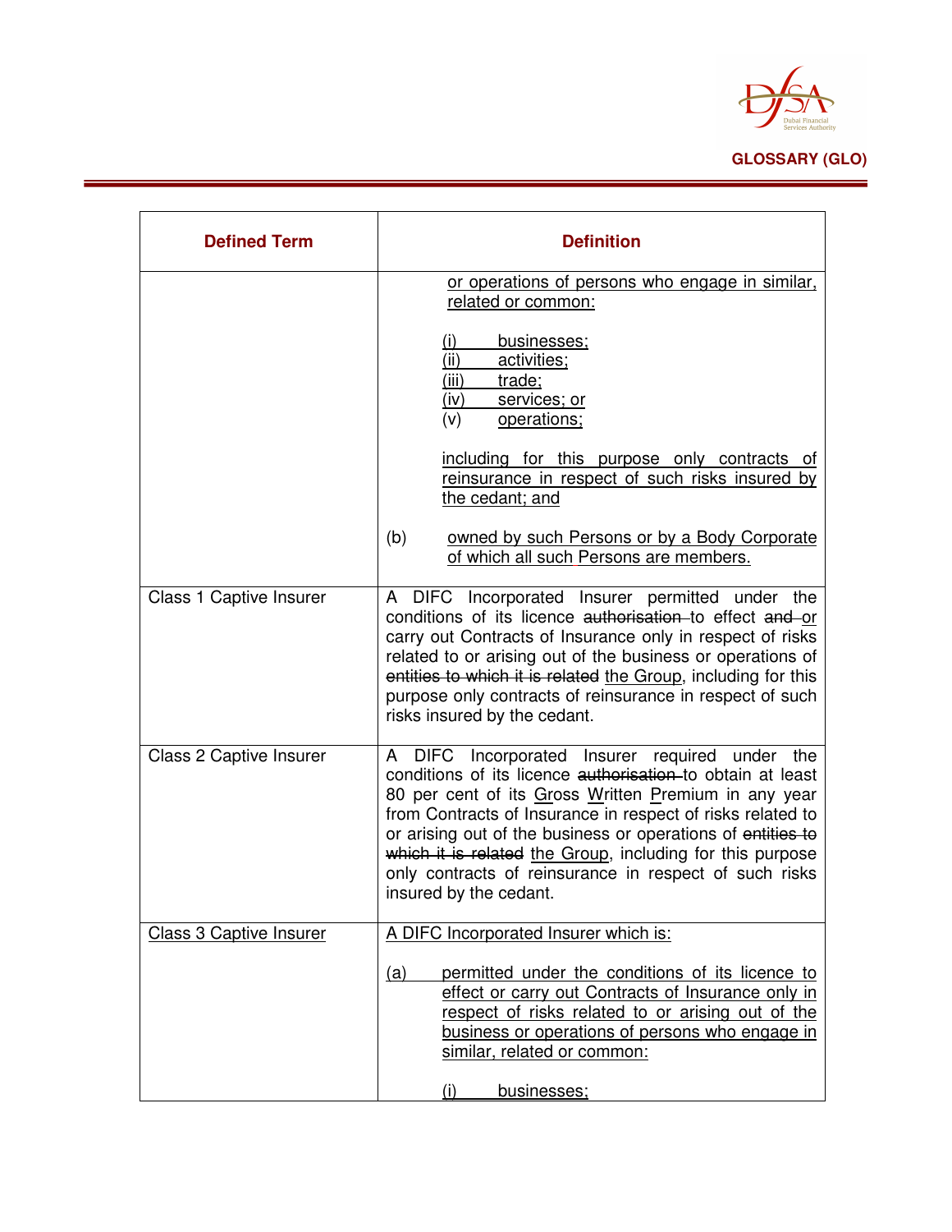| Defined Term | Definition |
|---|---|
| | or operations of persons who engage in similar, related or common:<br><br>(i) businesses;<br>(ii) activities;<br>(iii) trade;<br>(iv) services; or<br>(v) operations;<br><br>including for this purpose only contracts of reinsurance in respect of such risks insured by the cedant; and<br><br>(b) owned by such Persons or by a Body Corporate of which all such Persons are members. |
| Class 1 Captive Insurer | A DIFC Incorporated Insurer permitted under the conditions of its licence ~~authorisation~~ to effect ~~and~~ or carry out Contracts of Insurance only in respect of risks related to or arising out of the business or operations of ~~entities to which it is related~~ the Group, including for this purpose only contracts of reinsurance in respect of such risks insured by the cedant. |
| Class 2 Captive Insurer | A DIFC Incorporated Insurer required under the conditions of its licence ~~authorisation~~ to obtain at least 80 per cent of its Gross Written Premium in any year from Contracts of Insurance in respect of risks related to or arising out of the business or operations of ~~entities to which it is related~~ the Group, including for this purpose only contracts of reinsurance in respect of such risks insured by the cedant. |
| Class 3 Captive Insurer | A DIFC Incorporated Insurer which is:<br><br>(a) permitted under the conditions of its licence to effect or carry out Contracts of Insurance only in respect of risks related to or arising out of the business or operations of persons who engage in similar, related or common:<br><br>(i) businesses; |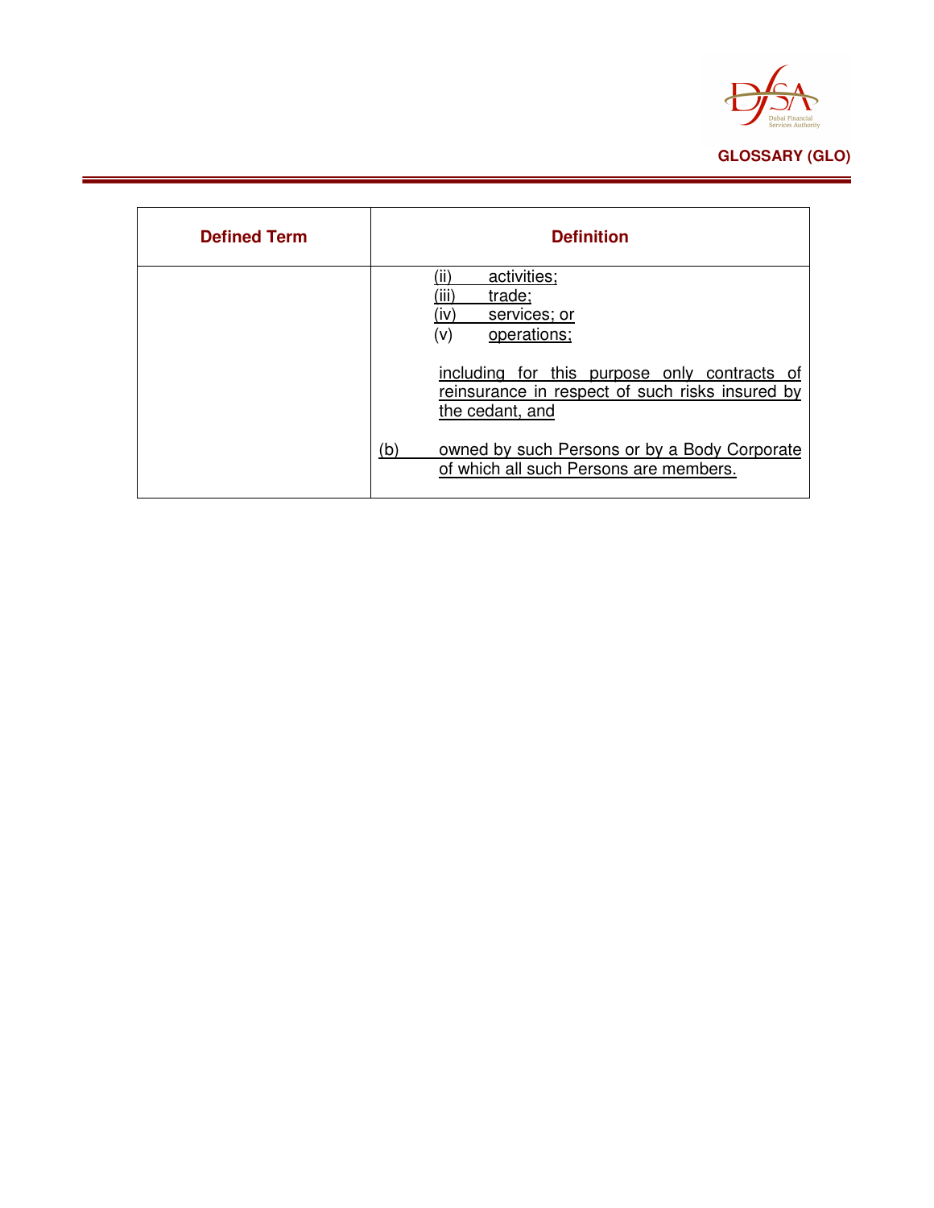| Defined Term | Definition |
| --- | --- |
| | (ii) activities;<br>(iii) trade;<br>(iv) services; or<br>(v) operations;<br><br>including for this purpose only contracts of reinsurance in respect of such risks insured by the cedant, and<br><br>(b) owned by such Persons or by a Body Corporate of which all such Persons are members. |